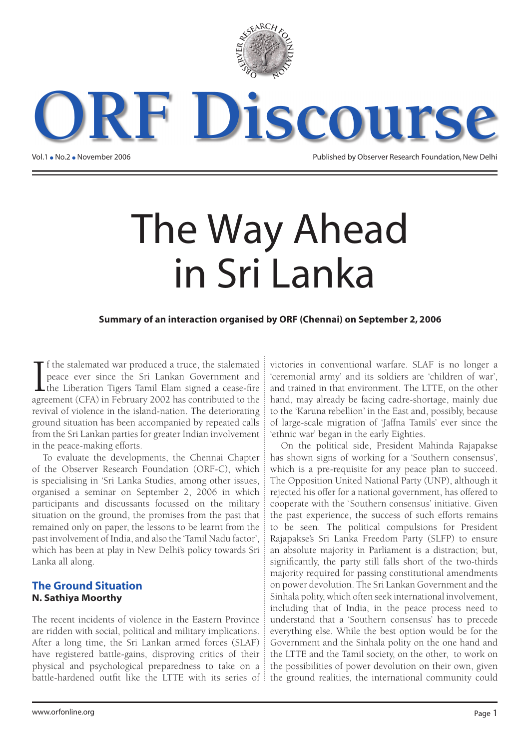# ORF Discourse

Vol.1 • No.2 • November 2006

Published by Observer Research Foundation, New Delhi

# The Way Ahead in Sri Lanka

**Summary of an interaction organised by ORF (Chennai) on September 2, 2006**

If the stalemated war produced a truce, the stalemated peace ever since the Sri Lankan Government and the Liberation Tigers Tamil Elam signed a cease-fire agreement (CFA) in February 2002 has contributed to the revival of violence in the island-nation. The deteriorating ground situation has been accompanied by repeated calls from the Sri Lankan parties for greater Indian involvement in the peace-making efforts.

To evaluate the developments, the Chennai Chapter of the Observer Research Foundation (ORF-C), which is specialising in 'Sri Lanka Studies, among other issues, organised a seminar on September 2, 2006 in which participants and discussants focussed on the military situation on the ground, the promises from the past that remained only on paper, the lessons to be learnt from the past involvement of India, and also the 'Tamil Nadu factor', which has been at play in New Delhi's policy towards Sri Lanka all along.

## The Ground Situation

**N. Sathiya Moorthy**

The recent incidents of violence in the Eastern Province are ridden with social, political and military implications. After a long time, the Sri Lankan armed forces (SLAF) have registered battle-gains, disproving critics of their physical and psychological preparedness to take on a battle-hardened outfit like the LTTE with its series of victories in conventional warfare. SLAF is no longer a 'ceremonial army' and its soldiers are 'children of war', and trained in that environment. The LTTE, on the other hand, may already be facing cadre-shortage, mainly due to the 'Karuna rebellion' in the East and, possibly, because of large-scale migration of 'Jaffna Tamils' ever since the 'ethnic war' began in the early Eighties.

On the political side, President Mahinda Rajapakse has shown signs of working for a 'Southern consensus', which is a pre-requisite for any peace plan to succeed. The Opposition United National Party (UNP), although it rejected his offer for a national government, has offered to cooperate with the `Southern consensus' initiative. Given the past experience, the success of such efforts remains to be seen. The political compulsions for President Rajapakse's Sri Lanka Freedom Party (SLFP) to ensure an absolute majority in Parliament is a distraction; but, significantly, the party still falls short of the two-thirds majority required for passing constitutional amendments on power devolution. The Sri Lankan Government and the Sinhala polity, which often seek international involvement, including that of India, in the peace process need to understand that a 'Southern consensus' has to precede everything else. While the best option would be for the Government and the Sinhala polity on the one hand and the LTTE and the Tamil society, on the other, to work on the possibilities of power devolution on their own, given the ground realities, the international community could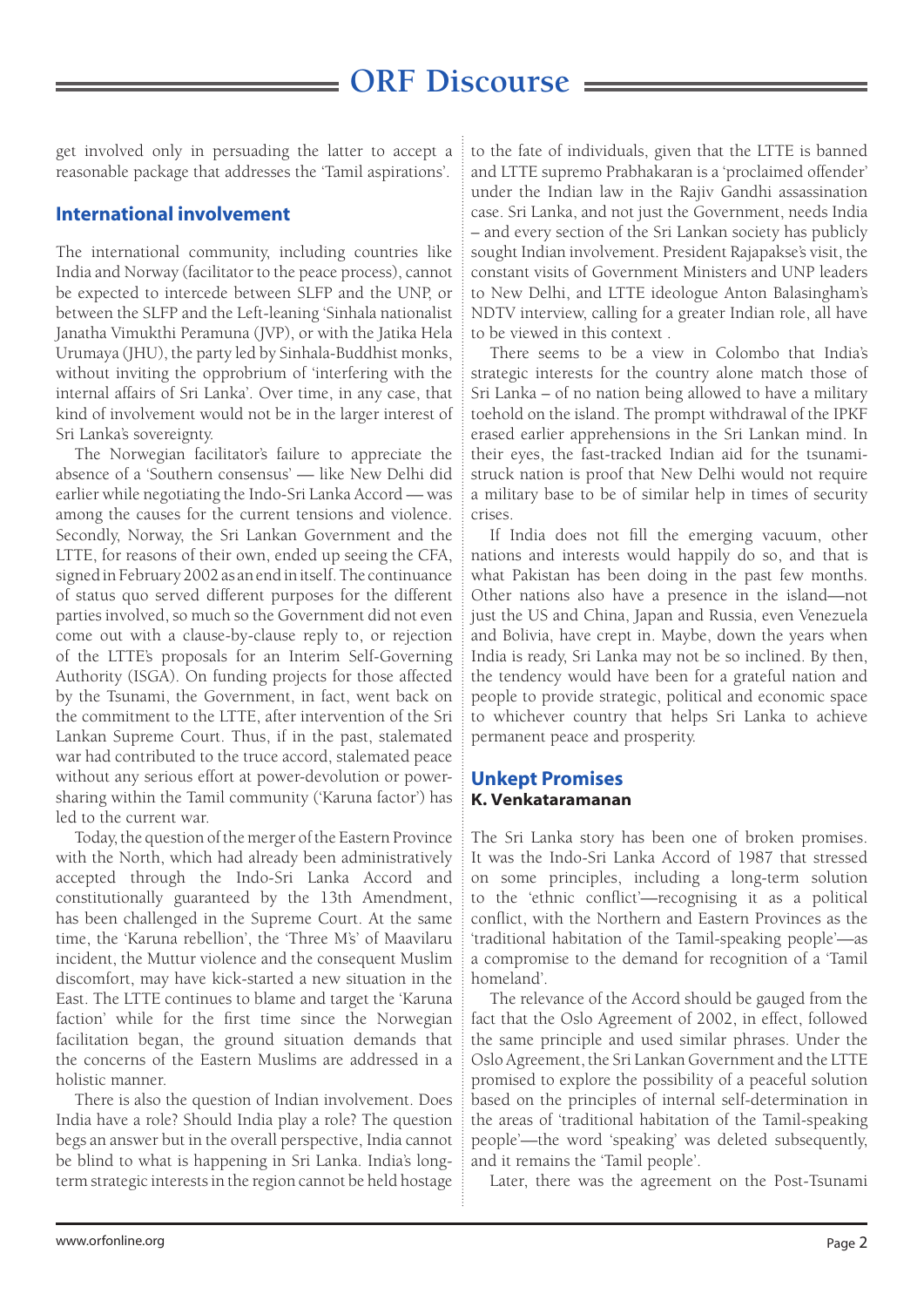get involved only in persuading the latter to accept a reasonable package that addresses the 'Tamil aspirations'.

## International involvement

The international community, including countries like India and Norway (facilitator to the peace process), cannot be expected to intercede between SLFP and the UNP, or between the SLFP and the Left-leaning 'Sinhala nationalist Janatha Vimukthi Peramuna (JVP), or with the Jatika Hela Urumaya (JHU), the party led by Sinhala-Buddhist monks, without inviting the opprobrium of 'interfering with the internal affairs of Sri Lanka'. Over time, in any case, that kind of involvement would not be in the larger interest of Sri Lanka's sovereignty.

The Norwegian facilitator's failure to appreciate the absence of a 'Southern consensus' — like New Delhi did earlier while negotiating the Indo-Sri Lanka Accord — was among the causes for the current tensions and violence. Secondly, Norway, the Sri Lankan Government and the LTTE, for reasons of their own, ended up seeing the CFA, signed in February 2002 as an end in itself. The continuance of status quo served different purposes for the different parties involved, so much so the Government did not even come out with a clause-by-clause reply to, or rejection of the LTTE's proposals for an Interim Self-Governing Authority (ISGA). On funding projects for those affected by the Tsunami, the Government, in fact, went back on the commitment to the LTTE, after intervention of the Sri Lankan Supreme Court. Thus, if in the past, stalemated war had contributed to the truce accord, stalemated peace without any serious effort at power-devolution or power-sharing within the Tamil community ('Karuna factor') has led to the current war.

Today, the question of the merger of the Eastern Province with the North, which had already been administratively accepted through the Indo-Sri Lanka Accord and constitutionally guaranteed by the 13th Amendment, has been challenged in the Supreme Court. At the same time, the 'Karuna rebellion', the 'Three M's' of Maavilaru incident, the Muttur violence and the consequent Muslim discomfort, may have kick-started a new situation in the East. The LTTE continues to blame and target the 'Karuna faction' while for the first time since the Norwegian facilitation began, the ground situation demands that the concerns of the Eastern Muslims are addressed in a holistic manner.

There is also the question of Indian involvement. Does India have a role? Should India play a role? The question begs an answer but in the overall perspective, India cannot be blind to what is happening in Sri Lanka. India's long-term strategic interests in the region cannot be held hostage to the fate of individuals, given that the LTTE is banned and LTTE supremo Prabhakaran is a 'proclaimed offender' under the Indian law in the Rajiv Gandhi assassination case. Sri Lanka, and not just the Government, needs India – and every section of the Sri Lankan society has publicly sought Indian involvement. President Rajapakse's visit, the constant visits of Government Ministers and UNP leaders to New Delhi, and LTTE ideologue Anton Balasingham's NDTV interview, calling for a greater Indian role, all have to be viewed in this context .

There seems to be a view in Colombo that India's strategic interests for the country alone match those of Sri Lanka – of no nation being allowed to have a military toehold on the island. The prompt withdrawal of the IPKF erased earlier apprehensions in the Sri Lankan mind. In their eyes, the fast-tracked Indian aid for the tsunami-struck nation is proof that New Delhi would not require a military base to be of similar help in times of security crises.

If India does not fill the emerging vacuum, other nations and interests would happily do so, and that is what Pakistan has been doing in the past few months. Other nations also have a presence in the island—not just the US and China, Japan and Russia, even Venezuela and Bolivia, have crept in. Maybe, down the years when India is ready, Sri Lanka may not be so inclined. By then, the tendency would have been for a grateful nation and people to provide strategic, political and economic space to whichever country that helps Sri Lanka to achieve permanent peace and prosperity.

## Unkept Promises

**K. Venkataramanan**

The Sri Lanka story has been one of broken promises. It was the Indo-Sri Lanka Accord of 1987 that stressed on some principles, including a long-term solution to the 'ethnic conflict'—recognising it as a political conflict, with the Northern and Eastern Provinces as the 'traditional habitation of the Tamil-speaking people'—as a compromise to the demand for recognition of a 'Tamil homeland'.

The relevance of the Accord should be gauged from the fact that the Oslo Agreement of 2002, in effect, followed the same principle and used similar phrases. Under the Oslo Agreement, the Sri Lankan Government and the LTTE promised to explore the possibility of a peaceful solution based on the principles of internal self-determination in the areas of 'traditional habitation of the Tamil-speaking people'—the word 'speaking' was deleted subsequently, and it remains the 'Tamil people'.

Later, there was the agreement on the Post-Tsunami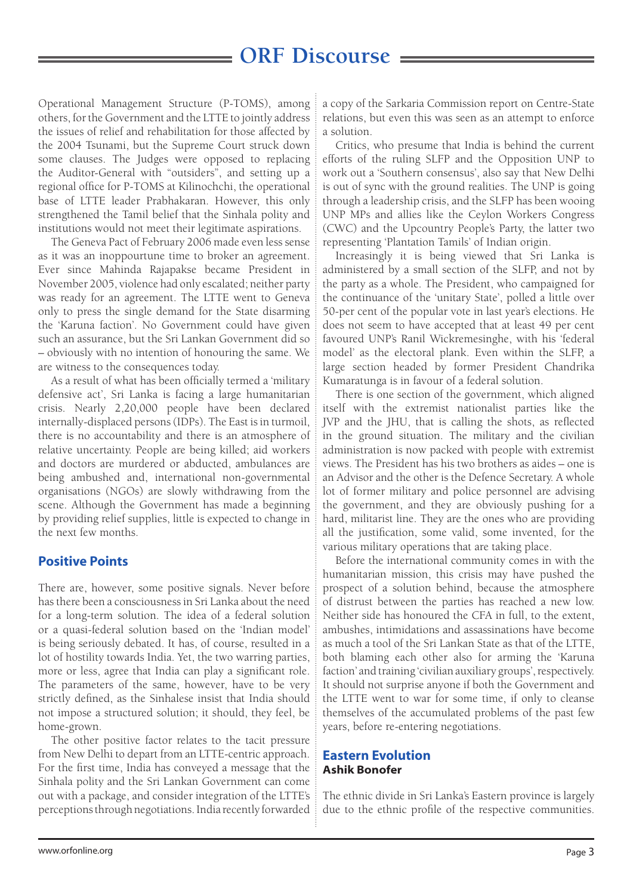Operational Management Structure (P-TOMS), among others, for the Government and the LTTE to jointly address the issues of relief and rehabilitation for those affected by the 2004 Tsunami, but the Supreme Court struck down some clauses. The Judges were opposed to replacing the Auditor-General with "outsiders", and setting up a regional office for P-TOMS at Kilinochchi, the operational base of LTTE leader Prabhakaran. However, this only strengthened the Tamil belief that the Sinhala polity and institutions would not meet their legitimate aspirations.

The Geneva Pact of February 2006 made even less sense as it was an inoppourtune time to broker an agreement. Ever since Mahinda Rajapakse became President in November 2005, violence had only escalated; neither party was ready for an agreement. The LTTE went to Geneva only to press the single demand for the State disarming the 'Karuna faction'. No Government could have given such an assurance, but the Sri Lankan Government did so – obviously with no intention of honouring the same. We are witness to the consequences today.

As a result of what has been officially termed a 'military defensive act', Sri Lanka is facing a large humanitarian crisis. Nearly 2,20,000 people have been declared internally-displaced persons (IDPs). The East is in turmoil, there is no accountability and there is an atmosphere of relative uncertainty. People are being killed; aid workers and doctors are murdered or abducted, ambulances are being ambushed and, international non-governmental organisations (NGOs) are slowly withdrawing from the scene. Although the Government has made a beginning by providing relief supplies, little is expected to change in the next few months.

## Positive Points

There are, however, some positive signals. Never before has there been a consciousness in Sri Lanka about the need for a long-term solution. The idea of a federal solution or a quasi-federal solution based on the 'Indian model' is being seriously debated. It has, of course, resulted in a lot of hostility towards India. Yet, the two warring parties, more or less, agree that India can play a significant role. The parameters of the same, however, have to be very strictly defined, as the Sinhalese insist that India should not impose a structured solution; it should, they feel, be home-grown.

The other positive factor relates to the tacit pressure from New Delhi to depart from an LTTE-centric approach. For the first time, India has conveyed a message that the Sinhala polity and the Sri Lankan Government can come out with a package, and consider integration of the LTTE's perceptions through negotiations. India recently forwarded a copy of the Sarkaria Commission report on Centre-State relations, but even this was seen as an attempt to enforce a solution.

Critics, who presume that India is behind the current efforts of the ruling SLFP and the Opposition UNP to work out a 'Southern consensus', also say that New Delhi is out of sync with the ground realities. The UNP is going through a leadership crisis, and the SLFP has been wooing UNP MPs and allies like the Ceylon Workers Congress (CWC) and the Upcountry People's Party, the latter two representing 'Plantation Tamils' of Indian origin.

Increasingly it is being viewed that Sri Lanka is administered by a small section of the SLFP, and not by the party as a whole. The President, who campaigned for the continuance of the 'unitary State', polled a little over 50-per cent of the popular vote in last year's elections. He does not seem to have accepted that at least 49 per cent favoured UNP's Ranil Wickremesinghe, with his 'federal model' as the electoral plank. Even within the SLFP, a large section headed by former President Chandrika Kumaratunga is in favour of a federal solution.

There is one section of the government, which aligned itself with the extremist nationalist parties like the JVP and the JHU, that is calling the shots, as reflected in the ground situation. The military and the civilian administration is now packed with people with extremist views. The President has his two brothers as aides – one is an Advisor and the other is the Defence Secretary. A whole lot of former military and police personnel are advising the government, and they are obviously pushing for a hard, militarist line. They are the ones who are providing all the justification, some valid, some invented, for the various military operations that are taking place.

Before the international community comes in with the humanitarian mission, this crisis may have pushed the prospect of a solution behind, because the atmosphere of distrust between the parties has reached a new low. Neither side has honoured the CFA in full, to the extent, ambushes, intimidations and assassinations have become as much a tool of the Sri Lankan State as that of the LTTE, both blaming each other also for arming the 'Karuna faction' and training 'civilian auxiliary groups', respectively. It should not surprise anyone if both the Government and the LTTE went to war for some time, if only to cleanse themselves of the accumulated problems of the past few years, before re-entering negotiations.

## Eastern Evolution

**Ashik Bonofer**

The ethnic divide in Sri Lanka's Eastern province is largely due to the ethnic profile of the respective communities.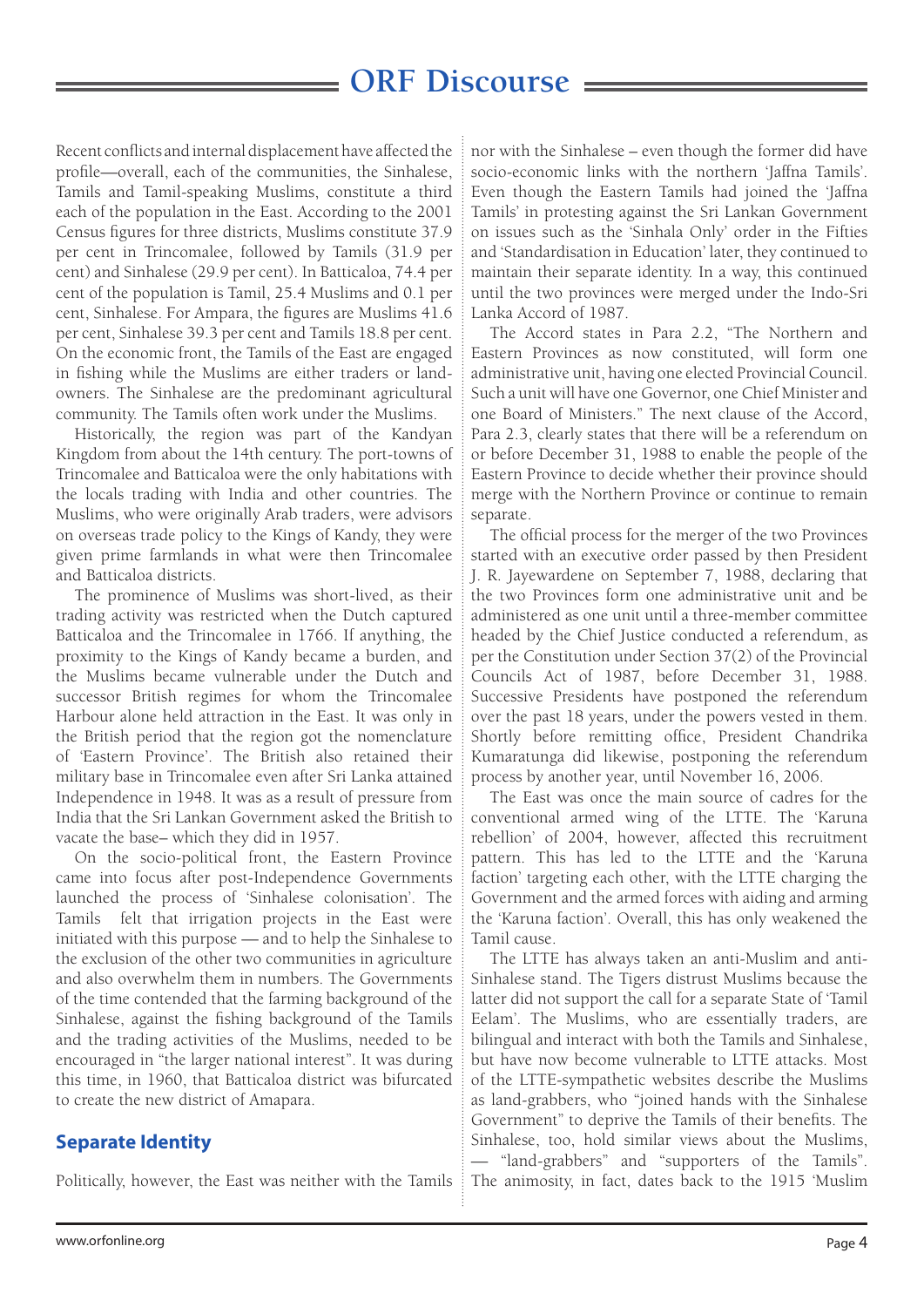Recent conflicts and internal displacement have affected the profile—overall, each of the communities, the Sinhalese, Tamils and Tamil-speaking Muslims, constitute a third each of the population in the East. According to the 2001 Census figures for three districts, Muslims constitute 37.9 per cent in Trincomalee, followed by Tamils (31.9 per cent) and Sinhalese (29.9 per cent). In Batticaloa, 74.4 per cent of the population is Tamil, 25.4 Muslims and 0.1 per cent, Sinhalese. For Ampara, the figures are Muslims 41.6 per cent, Sinhalese 39.3 per cent and Tamils 18.8 per cent. On the economic front, the Tamils of the East are engaged in fishing while the Muslims are either traders or land-owners. The Sinhalese are the predominant agricultural community. The Tamils often work under the Muslims.

Historically, the region was part of the Kandyan Kingdom from about the 14th century. The port-towns of Trincomalee and Batticaloa were the only habitations with the locals trading with India and other countries. The Muslims, who were originally Arab traders, were advisors on overseas trade policy to the Kings of Kandy, they were given prime farmlands in what were then Trincomalee and Batticaloa districts.

The prominence of Muslims was short-lived, as their trading activity was restricted when the Dutch captured Batticaloa and the Trincomalee in 1766. If anything, the proximity to the Kings of Kandy became a burden, and the Muslims became vulnerable under the Dutch and successor British regimes for whom the Trincomalee Harbour alone held attraction in the East. It was only in the British period that the region got the nomenclature of 'Eastern Province'. The British also retained their military base in Trincomalee even after Sri Lanka attained Independence in 1948. It was as a result of pressure from India that the Sri Lankan Government asked the British to vacate the base– which they did in 1957.

On the socio-political front, the Eastern Province came into focus after post-Independence Governments launched the process of 'Sinhalese colonisation'. The Tamils felt that irrigation projects in the East were initiated with this purpose — and to help the Sinhalese to the exclusion of the other two communities in agriculture and also overwhelm them in numbers. The Governments of the time contended that the farming background of the Sinhalese, against the fishing background of the Tamils and the trading activities of the Muslims, needed to be encouraged in "the larger national interest". It was during this time, in 1960, that Batticaloa district was bifurcated to create the new district of Amapara.

## Separate Identity

Politically, however, the East was neither with the Tamils nor with the Sinhalese – even though the former did have socio-economic links with the northern 'Jaffna Tamils'. Even though the Eastern Tamils had joined the 'Jaffna Tamils' in protesting against the Sri Lankan Government on issues such as the 'Sinhala Only' order in the Fifties and 'Standardisation in Education' later, they continued to maintain their separate identity. In a way, this continued until the two provinces were merged under the Indo-Sri Lanka Accord of 1987.

The Accord states in Para 2.2, "The Northern and Eastern Provinces as now constituted, will form one administrative unit, having one elected Provincial Council. Such a unit will have one Governor, one Chief Minister and one Board of Ministers." The next clause of the Accord, Para 2.3, clearly states that there will be a referendum on or before December 31, 1988 to enable the people of the Eastern Province to decide whether their province should merge with the Northern Province or continue to remain separate.

The official process for the merger of the two Provinces started with an executive order passed by then President J. R. Jayewardene on September 7, 1988, declaring that the two Provinces form one administrative unit and be administered as one unit until a three-member committee headed by the Chief Justice conducted a referendum, as per the Constitution under Section 37(2) of the Provincial Councils Act of 1987, before December 31, 1988. Successive Presidents have postponed the referendum over the past 18 years, under the powers vested in them. Shortly before remitting office, President Chandrika Kumaratunga did likewise, postponing the referendum process by another year, until November 16, 2006.

The East was once the main source of cadres for the conventional armed wing of the LTTE. The 'Karuna rebellion' of 2004, however, affected this recruitment pattern. This has led to the LTTE and the 'Karuna faction' targeting each other, with the LTTE charging the Government and the armed forces with aiding and arming the 'Karuna faction'. Overall, this has only weakened the Tamil cause.

The LTTE has always taken an anti-Muslim and anti-Sinhalese stand. The Tigers distrust Muslims because the latter did not support the call for a separate State of 'Tamil Eelam'. The Muslims, who are essentially traders, are bilingual and interact with both the Tamils and Sinhalese, but have now become vulnerable to LTTE attacks. Most of the LTTE-sympathetic websites describe the Muslims as land-grabbers, who "joined hands with the Sinhalese Government" to deprive the Tamils of their benefits. The Sinhalese, too, hold similar views about the Muslims, — "land-grabbers" and "supporters of the Tamils". The animosity, in fact, dates back to the 1915 'Muslim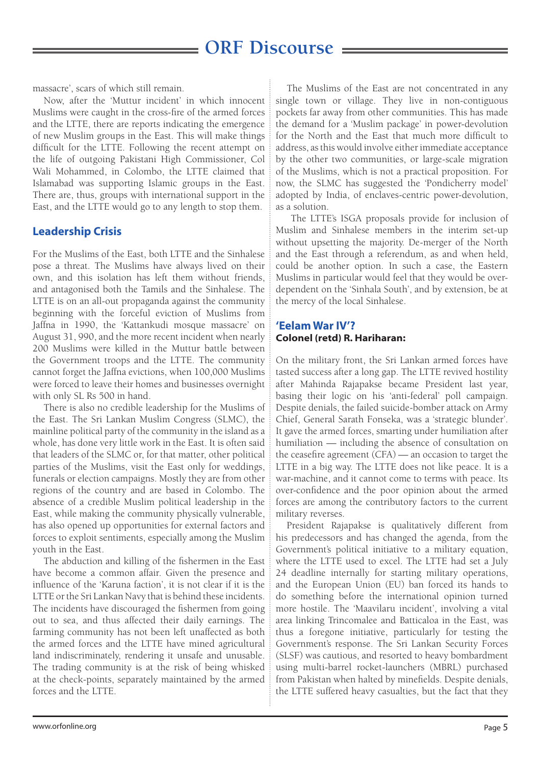massacre', scars of which still remain.

Now, after the 'Muttur incident' in which innocent Muslims were caught in the cross-fire of the armed forces and the LTTE, there are reports indicating the emergence of new Muslim groups in the East. This will make things difficult for the LTTE. Following the recent attempt on the life of outgoing Pakistani High Commissioner, Col Wali Mohammed, in Colombo, the LTTE claimed that Islamabad was supporting Islamic groups in the East. There are, thus, groups with international support in the East, and the LTTE would go to any length to stop them.

## Leadership Crisis

For the Muslims of the East, both LTTE and the Sinhalese pose a threat. The Muslims have always lived on their own, and this isolation has left them without friends, and antagonised both the Tamils and the Sinhalese. The LTTE is on an all-out propaganda against the community beginning with the forceful eviction of Muslims from Jaffna in 1990, the 'Kattankudi mosque massacre' on August 31, 990, and the more recent incident when nearly 200 Muslims were killed in the Muttur battle between the Government troops and the LTTE. The community cannot forget the Jaffna evictions, when 100,000 Muslims were forced to leave their homes and businesses overnight with only SL Rs 500 in hand.

There is also no credible leadership for the Muslims of the East. The Sri Lankan Muslim Congress (SLMC), the mainline political party of the community in the island as a whole, has done very little work in the East. It is often said that leaders of the SLMC or, for that matter, other political parties of the Muslims, visit the East only for weddings, funerals or election campaigns. Mostly they are from other regions of the country and are based in Colombo. The absence of a credible Muslim political leadership in the East, while making the community physically vulnerable, has also opened up opportunities for external factors and forces to exploit sentiments, especially among the Muslim youth in the East.

The abduction and killing of the fishermen in the East have become a common affair. Given the presence and influence of the 'Karuna faction', it is not clear if it is the LTTE or the Sri Lankan Navy that is behind these incidents. The incidents have discouraged the fishermen from going out to sea, and thus affected their daily earnings. The farming community has not been left unaffected as both the armed forces and the LTTE have mined agricultural land indiscriminately, rendering it unsafe and unusable. The trading community is at the risk of being whisked at the check-points, separately maintained by the armed forces and the LTTE.

The Muslims of the East are not concentrated in any single town or village. They live in non-contiguous pockets far away from other communities. This has made the demand for a 'Muslim package' in power-devolution for the North and the East that much more difficult to address, as this would involve either immediate acceptance by the other two communities, or large-scale migration of the Muslims, which is not a practical proposition. For now, the SLMC has suggested the 'Pondicherry model' adopted by India, of enclaves-centric power-devolution, as a solution.

The LTTE's ISGA proposals provide for inclusion of Muslim and Sinhalese members in the interim set-up without upsetting the majority. De-merger of the North and the East through a referendum, as and when held, could be another option. In such a case, the Eastern Muslims in particular would feel that they would be over-dependent on the 'Sinhala South', and by extension, be at the mercy of the local Sinhalese.

## 'Eelam War IV'?

**Colonel (retd) R. Hariharan:**

On the military front, the Sri Lankan armed forces have tasted success after a long gap. The LTTE revived hostility after Mahinda Rajapakse became President last year, basing their logic on his 'anti-federal' poll campaign. Despite denials, the failed suicide-bomber attack on Army Chief, General Sarath Fonseka, was a 'strategic blunder'. It gave the armed forces, smarting under humiliation after humiliation — including the absence of consultation on the ceasefire agreement (CFA) — an occasion to target the LTTE in a big way. The LTTE does not like peace. It is a war-machine, and it cannot come to terms with peace. Its over-confidence and the poor opinion about the armed forces are among the contributory factors to the current military reverses.

President Rajapakse is qualitatively different from his predecessors and has changed the agenda, from the Government's political initiative to a military equation, where the LTTE used to excel. The LTTE had set a July 24 deadline internally for starting military operations, and the European Union (EU) ban forced its hands to do something before the international opinion turned more hostile. The 'Maavilaru incident', involving a vital area linking Trincomalee and Batticaloa in the East, was thus a foregone initiative, particularly for testing the Government's response. The Sri Lankan Security Forces (SLSF) was cautious, and resorted to heavy bombardment using multi-barrel rocket-launchers (MBRL) purchased from Pakistan when halted by minefields. Despite denials, the LTTE suffered heavy casualties, but the fact that they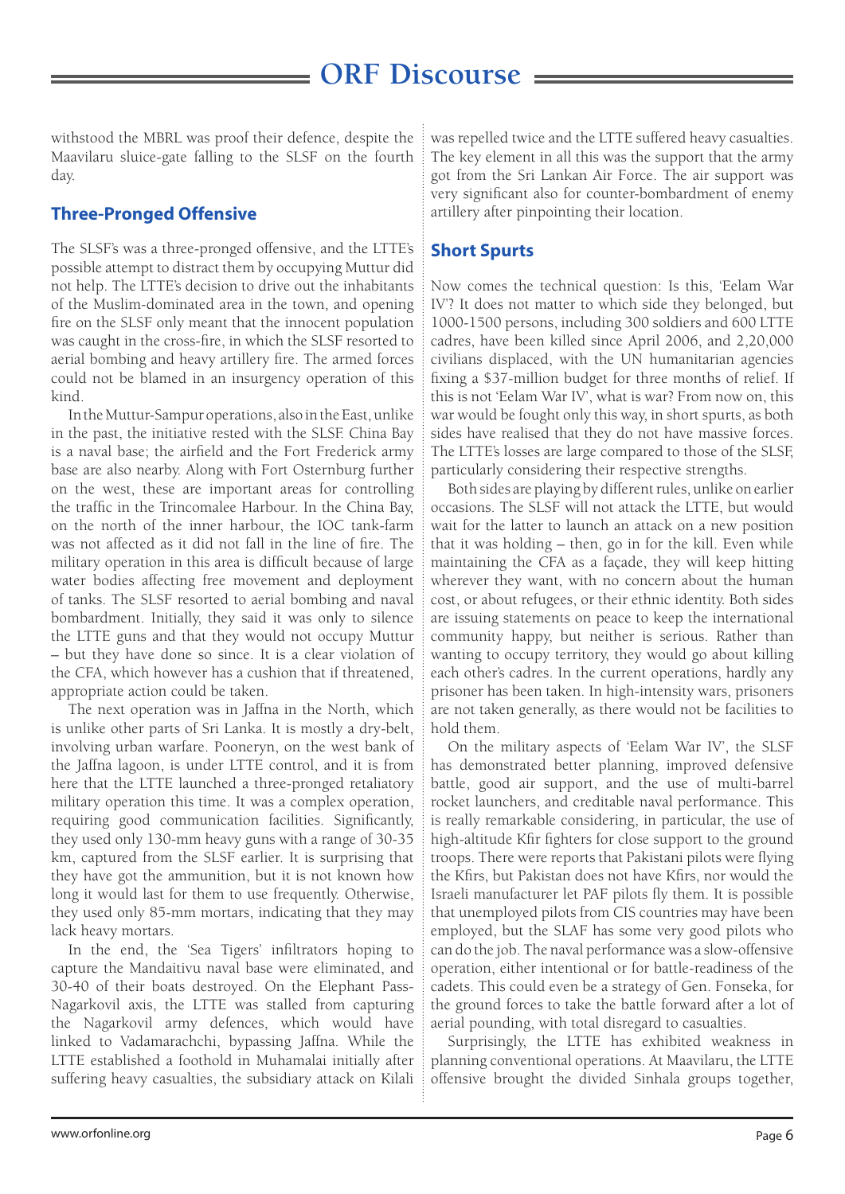withstood the MBRL was proof their defence, despite the Maavilaru sluice-gate falling to the SLSF on the fourth day.

## Three-Pronged Offensive

The SLSF's was a three-pronged offensive, and the LTTE's possible attempt to distract them by occupying Muttur did not help. The LTTE's decision to drive out the inhabitants of the Muslim-dominated area in the town, and opening fire on the SLSF only meant that the innocent population was caught in the cross-fire, in which the SLSF resorted to aerial bombing and heavy artillery fire. The armed forces could not be blamed in an insurgency operation of this kind.

In the Muttur-Sampur operations, also in the East, unlike in the past, the initiative rested with the SLSF. China Bay is a naval base; the airfield and the Fort Frederick army base are also nearby. Along with Fort Osternburg further on the west, these are important areas for controlling the traffic in the Trincomalee Harbour. In the China Bay, on the north of the inner harbour, the IOC tank-farm was not affected as it did not fall in the line of fire. The military operation in this area is difficult because of large water bodies affecting free movement and deployment of tanks. The SLSF resorted to aerial bombing and naval bombardment. Initially, they said it was only to silence the LTTE guns and that they would not occupy Muttur – but they have done so since. It is a clear violation of the CFA, which however has a cushion that if threatened, appropriate action could be taken.

The next operation was in Jaffna in the North, which is unlike other parts of Sri Lanka. It is mostly a dry-belt, involving urban warfare. Pooneryn, on the west bank of the Jaffna lagoon, is under LTTE control, and it is from here that the LTTE launched a three-pronged retaliatory military operation this time. It was a complex operation, requiring good communication facilities. Significantly, they used only 130-mm heavy guns with a range of 30-35 km, captured from the SLSF earlier. It is surprising that they have got the ammunition, but it is not known how long it would last for them to use frequently. Otherwise, they used only 85-mm mortars, indicating that they may lack heavy mortars.

In the end, the 'Sea Tigers' infiltrators hoping to capture the Mandaitivu naval base were eliminated, and 30-40 of their boats destroyed. On the Elephant Pass-Nagarkovil axis, the LTTE was stalled from capturing the Nagarkovil army defences, which would have linked to Vadamarachchi, bypassing Jaffna. While the LTTE established a foothold in Muhamalai initially after suffering heavy casualties, the subsidiary attack on Kilali was repelled twice and the LTTE suffered heavy casualties. The key element in all this was the support that the army got from the Sri Lankan Air Force. The air support was very significant also for counter-bombardment of enemy artillery after pinpointing their location.

## Short Spurts

Now comes the technical question: Is this, 'Eelam War IV'? It does not matter to which side they belonged, but 1000-1500 persons, including 300 soldiers and 600 LTTE cadres, have been killed since April 2006, and 2,20,000 civilians displaced, with the UN humanitarian agencies fixing a $37-million budget for three months of relief. If this is not 'Eelam War IV', what is war? From now on, this war would be fought only this way, in short spurts, as both sides have realised that they do not have massive forces. The LTTE's losses are large compared to those of the SLSF, particularly considering their respective strengths.

Both sides are playing by different rules, unlike on earlier occasions. The SLSF will not attack the LTTE, but would wait for the latter to launch an attack on a new position that it was holding – then, go in for the kill. Even while maintaining the CFA as a façade, they will keep hitting wherever they want, with no concern about the human cost, or about refugees, or their ethnic identity. Both sides are issuing statements on peace to keep the international community happy, but neither is serious. Rather than wanting to occupy territory, they would go about killing each other's cadres. In the current operations, hardly any prisoner has been taken. In high-intensity wars, prisoners are not taken generally, as there would not be facilities to hold them.

On the military aspects of 'Eelam War IV', the SLSF has demonstrated better planning, improved defensive battle, good air support, and the use of multi-barrel rocket launchers, and creditable naval performance. This is really remarkable considering, in particular, the use of high-altitude Kfir fighters for close support to the ground troops. There were reports that Pakistani pilots were flying the Kfirs, but Pakistan does not have Kfirs, nor would the Israeli manufacturer let PAF pilots fly them. It is possible that unemployed pilots from CIS countries may have been employed, but the SLAF has some very good pilots who can do the job. The naval performance was a slow-offensive operation, either intentional or for battle-readiness of the cadets. This could even be a strategy of Gen. Fonseka, for the ground forces to take the battle forward after a lot of aerial pounding, with total disregard to casualties.

Surprisingly, the LTTE has exhibited weakness in planning conventional operations. At Maavilaru, the LTTE offensive brought the divided Sinhala groups together,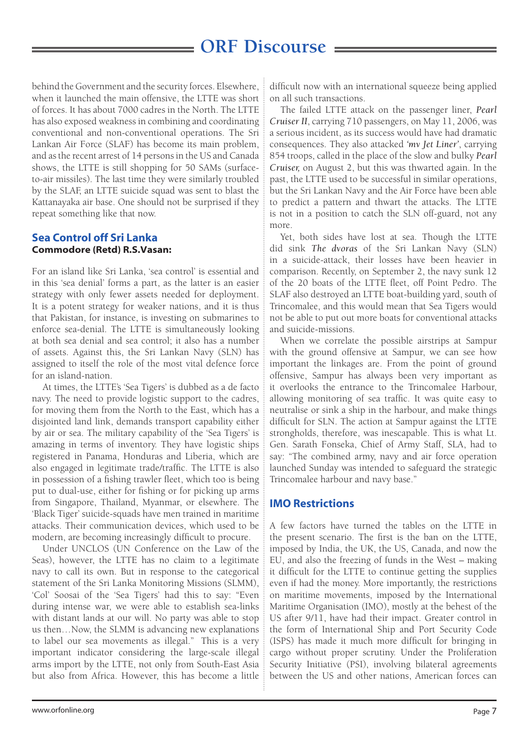behind the Government and the security forces. Elsewhere, when it launched the main offensive, the LTTE was short of forces. It has about 7000 cadres in the North. The LTTE has also exposed weakness in combining and coordinating conventional and non-conventional operations. The Sri Lankan Air Force (SLAF) has become its main problem, and as the recent arrest of 14 persons in the US and Canada shows, the LTTE is still shopping for 50 SAMs (surface-to-air missiles). The last time they were similarly troubled by the SLAF, an LTTE suicide squad was sent to blast the Kattanayaka air base. One should not be surprised if they repeat something like that now.

## Sea Control off Sri Lanka

**Commodore (Retd) R.S.Vasan:**

For an island like Sri Lanka, 'sea control' is essential and in this 'sea denial' forms a part, as the latter is an easier strategy with only fewer assets needed for deployment. It is a potent strategy for weaker nations, and it is thus that Pakistan, for instance, is investing on submarines to enforce sea-denial. The LTTE is simultaneously looking at both sea denial and sea control; it also has a number of assets. Against this, the Sri Lankan Navy (SLN) has assigned to itself the role of the most vital defence force for an island-nation.

At times, the LTTE's 'Sea Tigers' is dubbed as a de facto navy. The need to provide logistic support to the cadres, for moving them from the North to the East, which has a disjointed land link, demands transport capability either by air or sea. The military capability of the 'Sea Tigers' is amazing in terms of inventory. They have logistic ships registered in Panama, Honduras and Liberia, which are also engaged in legitimate trade/traffic. The LTTE is also in possession of a fishing trawler fleet, which too is being put to dual-use, either for fishing or for picking up arms from Singapore, Thailand, Myanmar, or elsewhere. The 'Black Tiger' suicide-squads have men trained in maritime attacks. Their communication devices, which used to be modern, are becoming increasingly difficult to procure.

Under UNCLOS (UN Conference on the Law of the Seas), however, the LTTE has no claim to a legitimate navy to call its own. But in response to the categorical statement of the Sri Lanka Monitoring Missions (SLMM), 'Col' Soosai of the 'Sea Tigers' had this to say: "Even during intense war, we were able to establish sea-links with distant lands at our will. No party was able to stop us then…Now, the SLMM is advancing new explanations to label our sea movements as illegal." This is a very important indicator considering the large-scale illegal arms import by the LTTE, not only from South-East Asia but also from Africa. However, this has become a little difficult now with an international squeeze being applied on all such transactions.

The failed LTTE attack on the passenger liner, ***Pearl Cruiser II***, carrying 710 passengers, on May 11, 2006, was a serious incident, as its success would have had dramatic consequences. They also attacked ***'mv Jet Liner'***, carrying 854 troops, called in the place of the slow and bulky ***Pearl Cruiser,*** on August 2, but this was thwarted again. In the past, the LTTE used to be successful in similar operations, but the Sri Lankan Navy and the Air Force have been able to predict a pattern and thwart the attacks. The LTTE is not in a position to catch the SLN off-guard, not any more.

Yet, both sides have lost at sea. Though the LTTE did sink ***The dvoras*** of the Sri Lankan Navy (SLN) in a suicide-attack, their losses have been heavier in comparison. Recently, on September 2, the navy sunk 12 of the 20 boats of the LTTE fleet, off Point Pedro. The SLAF also destroyed an LTTE boat-building yard, south of Trincomalee, and this would mean that Sea Tigers would not be able to put out more boats for conventional attacks and suicide-missions.

When we correlate the possible airstrips at Sampur with the ground offensive at Sampur, we can see how important the linkages are. From the point of ground offensive, Sampur has always been very important as it overlooks the entrance to the Trincomalee Harbour, allowing monitoring of sea traffic. It was quite easy to neutralise or sink a ship in the harbour, and make things difficult for SLN. The action at Sampur against the LTTE strongholds, therefore, was inescapable. This is what Lt. Gen. Sarath Fonseka, Chief of Army Staff, SLA, had to say: "The combined army, navy and air force operation launched Sunday was intended to safeguard the strategic Trincomalee harbour and navy base."

## IMO Restrictions

A few factors have turned the tables on the LTTE in the present scenario. The first is the ban on the LTTE, imposed by India, the UK, the US, Canada, and now the EU, and also the freezing of funds in the West – making it difficult for the LTTE to continue getting the supplies even if had the money. More importantly, the restrictions on maritime movements, imposed by the International Maritime Organisation (IMO), mostly at the behest of the US after 9/11, have had their impact. Greater control in the form of International Ship and Port Security Code (ISPS) has made it much more difficult for bringing in cargo without proper scrutiny. Under the Proliferation Security Initiative (PSI), involving bilateral agreements between the US and other nations, American forces can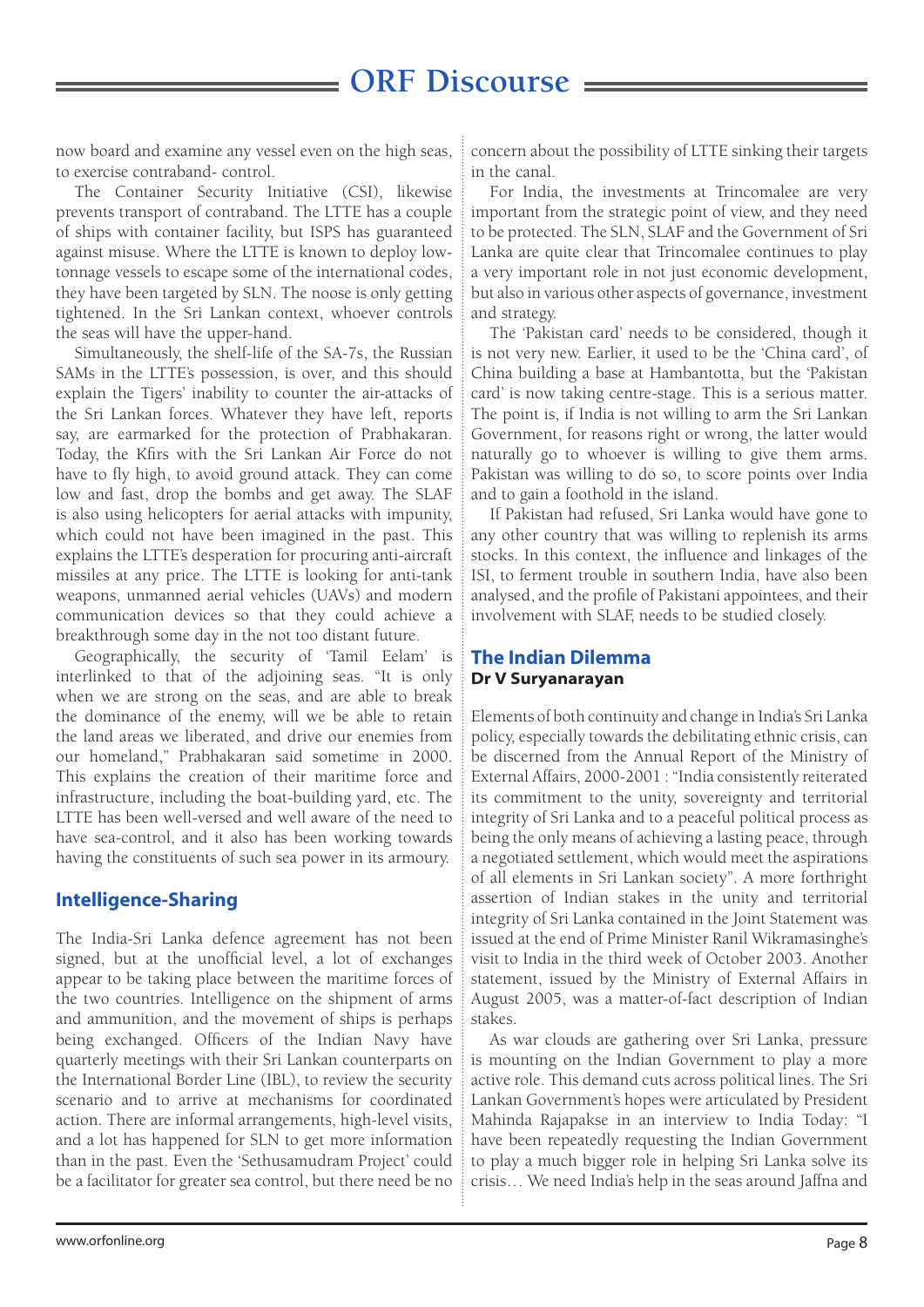now board and examine any vessel even on the high seas, to exercise contraband- control.

The Container Security Initiative (CSI), likewise prevents transport of contraband. The LTTE has a couple of ships with container facility, but ISPS has guaranteed against misuse. Where the LTTE is known to deploy low-tonnage vessels to escape some of the international codes, they have been targeted by SLN. The noose is only getting tightened. In the Sri Lankan context, whoever controls the seas will have the upper-hand.

Simultaneously, the shelf-life of the SA-7s, the Russian SAMs in the LTTE's possession, is over, and this should explain the Tigers' inability to counter the air-attacks of the Sri Lankan forces. Whatever they have left, reports say, are earmarked for the protection of Prabhakaran. Today, the Kfirs with the Sri Lankan Air Force do not have to fly high, to avoid ground attack. They can come low and fast, drop the bombs and get away. The SLAF is also using helicopters for aerial attacks with impunity, which could not have been imagined in the past. This explains the LTTE's desperation for procuring anti-aircraft missiles at any price. The LTTE is looking for anti-tank weapons, unmanned aerial vehicles (UAVs) and modern communication devices so that they could achieve a breakthrough some day in the not too distant future.

Geographically, the security of 'Tamil Eelam' is interlinked to that of the adjoining seas. "It is only when we are strong on the seas, and are able to break the dominance of the enemy, will we be able to retain the land areas we liberated, and drive our enemies from our homeland," Prabhakaran said sometime in 2000. This explains the creation of their maritime force and infrastructure, including the boat-building yard, etc. The LTTE has been well-versed and well aware of the need to have sea-control, and it also has been working towards having the constituents of such sea power in its armoury.

## Intelligence-Sharing

The India-Sri Lanka defence agreement has not been signed, but at the unofficial level, a lot of exchanges appear to be taking place between the maritime forces of the two countries. Intelligence on the shipment of arms and ammunition, and the movement of ships is perhaps being exchanged. Officers of the Indian Navy have quarterly meetings with their Sri Lankan counterparts on the International Border Line (IBL), to review the security scenario and to arrive at mechanisms for coordinated action. There are informal arrangements, high-level visits, and a lot has happened for SLN to get more information than in the past. Even the 'Sethusamudram Project' could be a facilitator for greater sea control, but there need be no concern about the possibility of LTTE sinking their targets in the canal.

For India, the investments at Trincomalee are very important from the strategic point of view, and they need to be protected. The SLN, SLAF and the Government of Sri Lanka are quite clear that Trincomalee continues to play a very important role in not just economic development, but also in various other aspects of governance, investment and strategy.

The 'Pakistan card' needs to be considered, though it is not very new. Earlier, it used to be the 'China card', of China building a base at Hambantotta, but the 'Pakistan card' is now taking centre-stage. This is a serious matter. The point is, if India is not willing to arm the Sri Lankan Government, for reasons right or wrong, the latter would naturally go to whoever is willing to give them arms. Pakistan was willing to do so, to score points over India and to gain a foothold in the island.

If Pakistan had refused, Sri Lanka would have gone to any other country that was willing to replenish its arms stocks. In this context, the influence and linkages of the ISI, to ferment trouble in southern India, have also been analysed, and the profile of Pakistani appointees, and their involvement with SLAF, needs to be studied closely.

## The Indian Dilemma

**Dr V Suryanarayan**

Elements of both continuity and change in India's Sri Lanka policy, especially towards the debilitating ethnic crisis, can be discerned from the Annual Report of the Ministry of External Affairs, 2000-2001 : "India consistently reiterated its commitment to the unity, sovereignty and territorial integrity of Sri Lanka and to a peaceful political process as being the only means of achieving a lasting peace, through a negotiated settlement, which would meet the aspirations of all elements in Sri Lankan society". A more forthright assertion of Indian stakes in the unity and territorial integrity of Sri Lanka contained in the Joint Statement was issued at the end of Prime Minister Ranil Wikramasinghe's visit to India in the third week of October 2003. Another statement, issued by the Ministry of External Affairs in August 2005, was a matter-of-fact description of Indian stakes.

As war clouds are gathering over Sri Lanka, pressure is mounting on the Indian Government to play a more active role. This demand cuts across political lines. The Sri Lankan Government's hopes were articulated by President Mahinda Rajapakse in an interview to India Today: "I have been repeatedly requesting the Indian Government to play a much bigger role in helping Sri Lanka solve its crisis… We need India's help in the seas around Jaffna and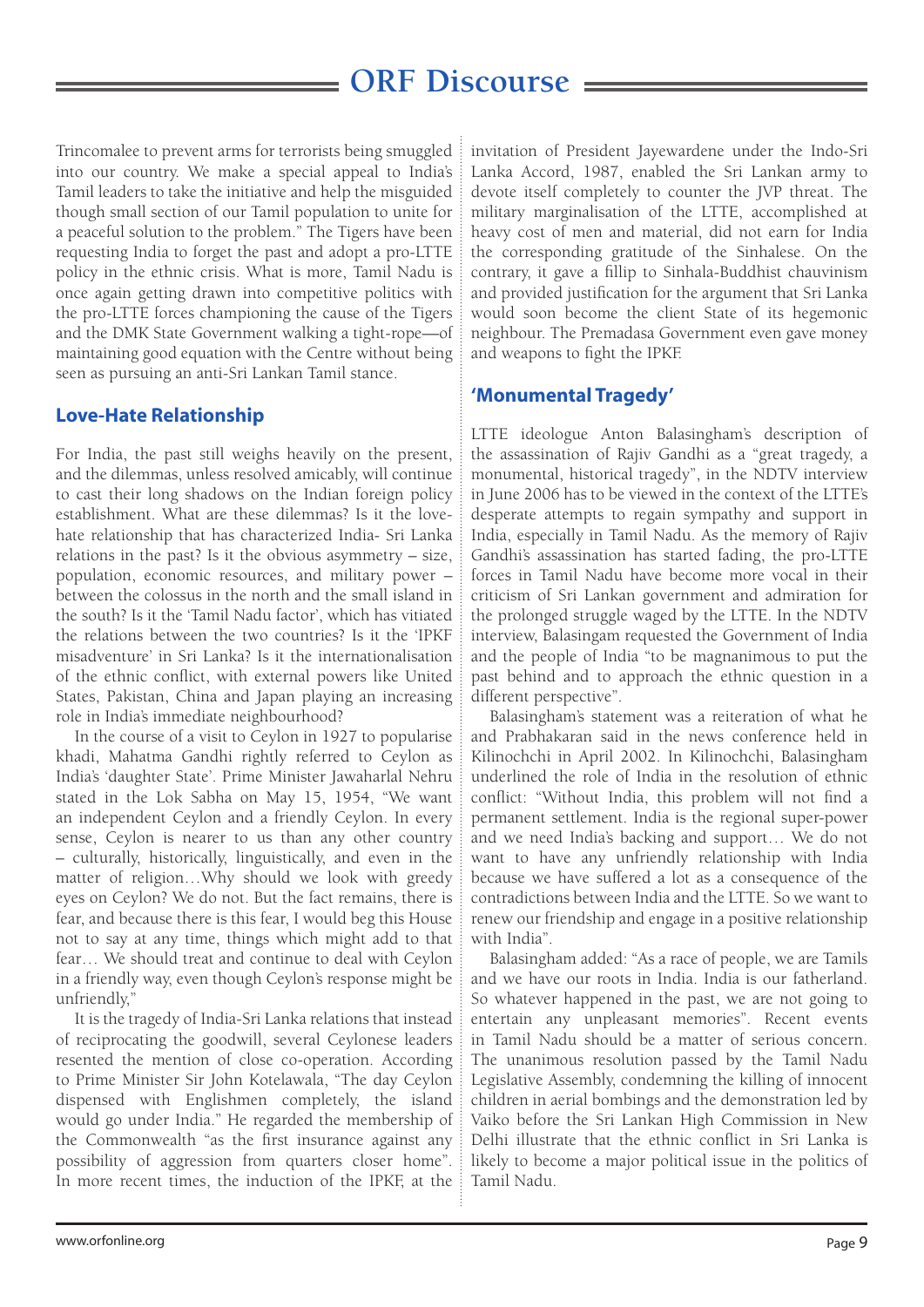Trincomalee to prevent arms for terrorists being smuggled into our country. We make a special appeal to India's Tamil leaders to take the initiative and help the misguided though small section of our Tamil population to unite for a peaceful solution to the problem." The Tigers have been requesting India to forget the past and adopt a pro-LTTE policy in the ethnic crisis. What is more, Tamil Nadu is once again getting drawn into competitive politics with the pro-LTTE forces championing the cause of the Tigers and the DMK State Government walking a tight-rope—of maintaining good equation with the Centre without being seen as pursuing an anti-Sri Lankan Tamil stance.

## Love-Hate Relationship

For India, the past still weighs heavily on the present, and the dilemmas, unless resolved amicably, will continue to cast their long shadows on the Indian foreign policy establishment. What are these dilemmas? Is it the love-hate relationship that has characterized India- Sri Lanka relations in the past? Is it the obvious asymmetry – size, population, economic resources, and military power – between the colossus in the north and the small island in the south? Is it the 'Tamil Nadu factor', which has vitiated the relations between the two countries? Is it the 'IPKF misadventure' in Sri Lanka? Is it the internationalisation of the ethnic conflict, with external powers like United States, Pakistan, China and Japan playing an increasing role in India's immediate neighbourhood?

In the course of a visit to Ceylon in 1927 to popularise khadi, Mahatma Gandhi rightly referred to Ceylon as India's 'daughter State'. Prime Minister Jawaharlal Nehru stated in the Lok Sabha on May 15, 1954, "We want an independent Ceylon and a friendly Ceylon. In every sense, Ceylon is nearer to us than any other country – culturally, historically, linguistically, and even in the matter of religion…Why should we look with greedy eyes on Ceylon? We do not. But the fact remains, there is fear, and because there is this fear, I would beg this House not to say at any time, things which might add to that fear… We should treat and continue to deal with Ceylon in a friendly way, even though Ceylon's response might be unfriendly,"

It is the tragedy of India-Sri Lanka relations that instead of reciprocating the goodwill, several Ceylonese leaders resented the mention of close co-operation. According to Prime Minister Sir John Kotelawala, "The day Ceylon dispensed with Englishmen completely, the island would go under India." He regarded the membership of the Commonwealth "as the first insurance against any possibility of aggression from quarters closer home". In more recent times, the induction of the IPKF, at the invitation of President Jayewardene under the Indo-Sri Lanka Accord, 1987, enabled the Sri Lankan army to devote itself completely to counter the JVP threat. The military marginalisation of the LTTE, accomplished at heavy cost of men and material, did not earn for India the corresponding gratitude of the Sinhalese. On the contrary, it gave a fillip to Sinhala-Buddhist chauvinism and provided justification for the argument that Sri Lanka would soon become the client State of its hegemonic neighbour. The Premadasa Government even gave money and weapons to fight the IPKF.

## 'Monumental Tragedy'

LTTE ideologue Anton Balasingham's description of the assassination of Rajiv Gandhi as a "great tragedy, a monumental, historical tragedy", in the NDTV interview in June 2006 has to be viewed in the context of the LTTE's desperate attempts to regain sympathy and support in India, especially in Tamil Nadu. As the memory of Rajiv Gandhi's assassination has started fading, the pro-LTTE forces in Tamil Nadu have become more vocal in their criticism of Sri Lankan government and admiration for the prolonged struggle waged by the LTTE. In the NDTV interview, Balasingam requested the Government of India and the people of India "to be magnanimous to put the past behind and to approach the ethnic question in a different perspective".

Balasingham's statement was a reiteration of what he and Prabhakaran said in the news conference held in Kilinochchi in April 2002. In Kilinochchi, Balasingham underlined the role of India in the resolution of ethnic conflict: "Without India, this problem will not find a permanent settlement. India is the regional super-power and we need India's backing and support… We do not want to have any unfriendly relationship with India because we have suffered a lot as a consequence of the contradictions between India and the LTTE. So we want to renew our friendship and engage in a positive relationship with India".

Balasingham added: "As a race of people, we are Tamils and we have our roots in India. India is our fatherland. So whatever happened in the past, we are not going to entertain any unpleasant memories". Recent events in Tamil Nadu should be a matter of serious concern. The unanimous resolution passed by the Tamil Nadu Legislative Assembly, condemning the killing of innocent children in aerial bombings and the demonstration led by Vaiko before the Sri Lankan High Commission in New Delhi illustrate that the ethnic conflict in Sri Lanka is likely to become a major political issue in the politics of Tamil Nadu.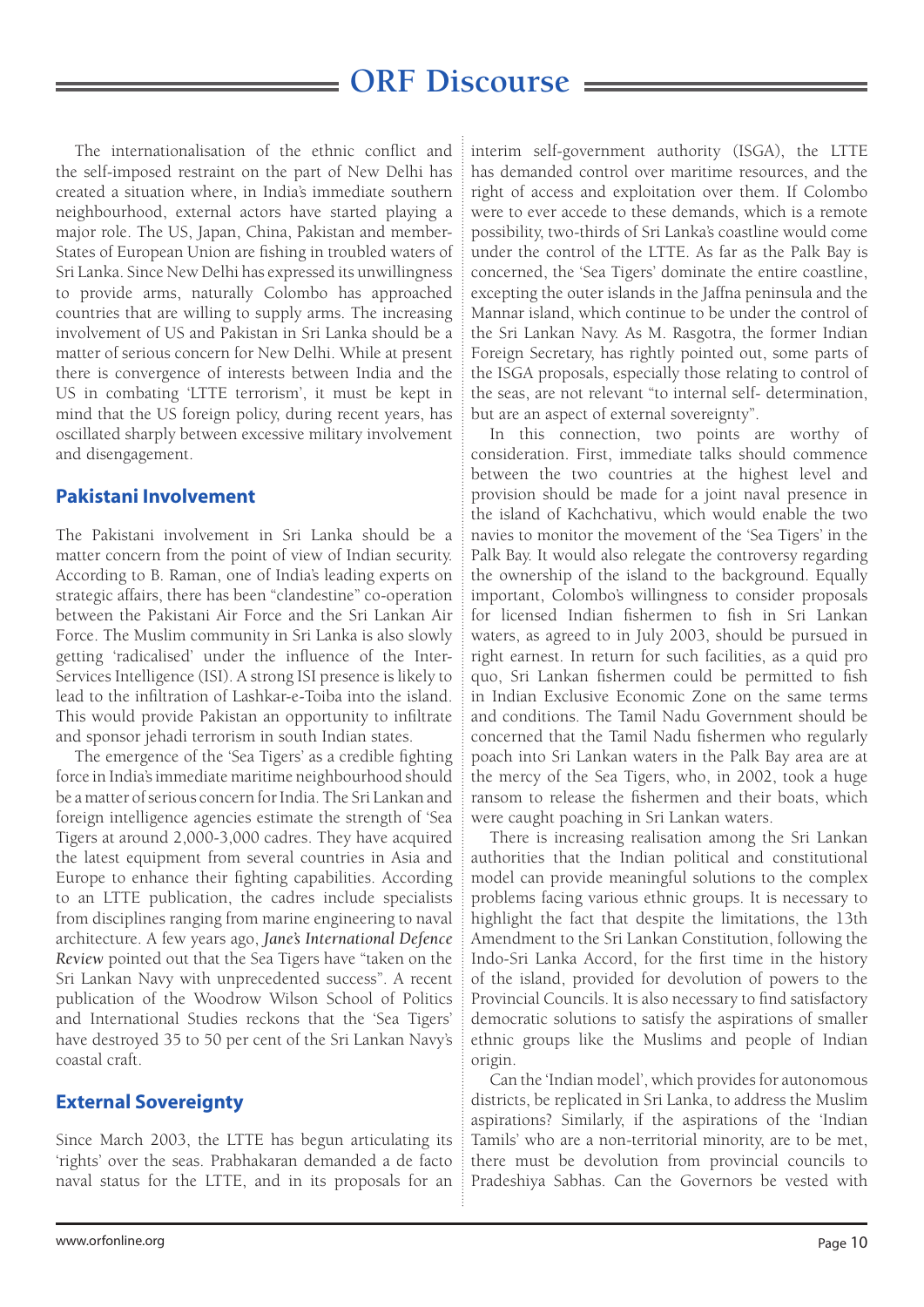The internationalisation of the ethnic conflict and the self-imposed restraint on the part of New Delhi has created a situation where, in India's immediate southern neighbourhood, external actors have started playing a major role. The US, Japan, China, Pakistan and member-States of European Union are fishing in troubled waters of Sri Lanka. Since New Delhi has expressed its unwillingness to provide arms, naturally Colombo has approached countries that are willing to supply arms. The increasing involvement of US and Pakistan in Sri Lanka should be a matter of serious concern for New Delhi. While at present there is convergence of interests between India and the US in combating 'LTTE terrorism', it must be kept in mind that the US foreign policy, during recent years, has oscillated sharply between excessive military involvement and disengagement.

## Pakistani Involvement

The Pakistani involvement in Sri Lanka should be a matter concern from the point of view of Indian security. According to B. Raman, one of India's leading experts on strategic affairs, there has been "clandestine" co-operation between the Pakistani Air Force and the Sri Lankan Air Force. The Muslim community in Sri Lanka is also slowly getting 'radicalised' under the influence of the Inter-Services Intelligence (ISI). A strong ISI presence is likely to lead to the infiltration of Lashkar-e-Toiba into the island. This would provide Pakistan an opportunity to infiltrate and sponsor jehadi terrorism in south Indian states.

The emergence of the 'Sea Tigers' as a credible fighting force in India's immediate maritime neighbourhood should be a matter of serious concern for India. The Sri Lankan and foreign intelligence agencies estimate the strength of 'Sea Tigers at around 2,000-3,000 cadres. They have acquired the latest equipment from several countries in Asia and Europe to enhance their fighting capabilities. According to an LTTE publication, the cadres include specialists from disciplines ranging from marine engineering to naval architecture. A few years ago, ***Jane's International Defence Review*** pointed out that the Sea Tigers have "taken on the Sri Lankan Navy with unprecedented success". A recent publication of the Woodrow Wilson School of Politics and International Studies reckons that the 'Sea Tigers' have destroyed 35 to 50 per cent of the Sri Lankan Navy's coastal craft.

## External Sovereignty

Since March 2003, the LTTE has begun articulating its 'rights' over the seas. Prabhakaran demanded a de facto naval status for the LTTE, and in its proposals for an interim self-government authority (ISGA), the LTTE has demanded control over maritime resources, and the right of access and exploitation over them. If Colombo were to ever accede to these demands, which is a remote possibility, two-thirds of Sri Lanka's coastline would come under the control of the LTTE. As far as the Palk Bay is concerned, the 'Sea Tigers' dominate the entire coastline, excepting the outer islands in the Jaffna peninsula and the Mannar island, which continue to be under the control of the Sri Lankan Navy. As M. Rasgotra, the former Indian Foreign Secretary, has rightly pointed out, some parts of the ISGA proposals, especially those relating to control of the seas, are not relevant "to internal self- determination, but are an aspect of external sovereignty".

In this connection, two points are worthy of consideration. First, immediate talks should commence between the two countries at the highest level and provision should be made for a joint naval presence in the island of Kachchativu, which would enable the two navies to monitor the movement of the 'Sea Tigers' in the Palk Bay. It would also relegate the controversy regarding the ownership of the island to the background. Equally important, Colombo's willingness to consider proposals for licensed Indian fishermen to fish in Sri Lankan waters, as agreed to in July 2003, should be pursued in right earnest. In return for such facilities, as a quid pro quo, Sri Lankan fishermen could be permitted to fish in Indian Exclusive Economic Zone on the same terms and conditions. The Tamil Nadu Government should be concerned that the Tamil Nadu fishermen who regularly poach into Sri Lankan waters in the Palk Bay area are at the mercy of the Sea Tigers, who, in 2002, took a huge ransom to release the fishermen and their boats, which were caught poaching in Sri Lankan waters.

There is increasing realisation among the Sri Lankan authorities that the Indian political and constitutional model can provide meaningful solutions to the complex problems facing various ethnic groups. It is necessary to highlight the fact that despite the limitations, the 13th Amendment to the Sri Lankan Constitution, following the Indo-Sri Lanka Accord, for the first time in the history of the island, provided for devolution of powers to the Provincial Councils. It is also necessary to find satisfactory democratic solutions to satisfy the aspirations of smaller ethnic groups like the Muslims and people of Indian origin.

Can the 'Indian model', which provides for autonomous districts, be replicated in Sri Lanka, to address the Muslim aspirations? Similarly, if the aspirations of the 'Indian Tamils' who are a non-territorial minority, are to be met, there must be devolution from provincial councils to Pradeshiya Sabhas. Can the Governors be vested with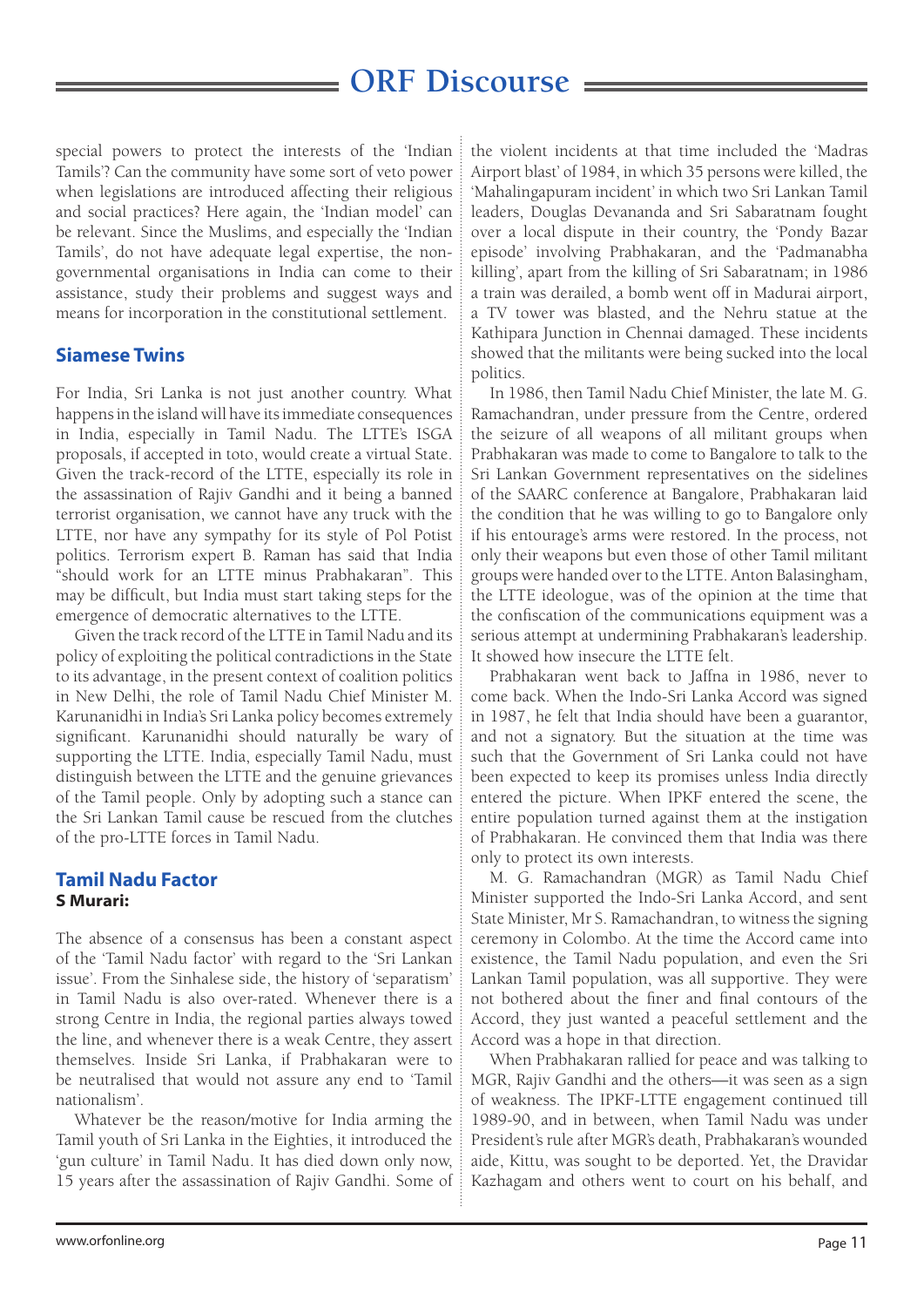special powers to protect the interests of the 'Indian Tamils'? Can the community have some sort of veto power when legislations are introduced affecting their religious and social practices? Here again, the 'Indian model' can be relevant. Since the Muslims, and especially the 'Indian Tamils', do not have adequate legal expertise, the non-governmental organisations in India can come to their assistance, study their problems and suggest ways and means for incorporation in the constitutional settlement.

## Siamese Twins

For India, Sri Lanka is not just another country. What happens in the island will have its immediate consequences in India, especially in Tamil Nadu. The LTTE's ISGA proposals, if accepted in toto, would create a virtual State. Given the track-record of the LTTE, especially its role in the assassination of Rajiv Gandhi and it being a banned terrorist organisation, we cannot have any truck with the LTTE, nor have any sympathy for its style of Pol Potist politics. Terrorism expert B. Raman has said that India "should work for an LTTE minus Prabhakaran". This may be difficult, but India must start taking steps for the emergence of democratic alternatives to the LTTE.

Given the track record of the LTTE in Tamil Nadu and its policy of exploiting the political contradictions in the State to its advantage, in the present context of coalition politics in New Delhi, the role of Tamil Nadu Chief Minister M. Karunanidhi in India's Sri Lanka policy becomes extremely significant. Karunanidhi should naturally be wary of supporting the LTTE. India, especially Tamil Nadu, must distinguish between the LTTE and the genuine grievances of the Tamil people. Only by adopting such a stance can the Sri Lankan Tamil cause be rescued from the clutches of the pro-LTTE forces in Tamil Nadu.

## Tamil Nadu Factor

**S Murari:**

The absence of a consensus has been a constant aspect of the 'Tamil Nadu factor' with regard to the 'Sri Lankan issue'. From the Sinhalese side, the history of 'separatism' in Tamil Nadu is also over-rated. Whenever there is a strong Centre in India, the regional parties always towed the line, and whenever there is a weak Centre, they assert themselves. Inside Sri Lanka, if Prabhakaran were to be neutralised that would not assure any end to 'Tamil nationalism'.

Whatever be the reason/motive for India arming the Tamil youth of Sri Lanka in the Eighties, it introduced the 'gun culture' in Tamil Nadu. It has died down only now, 15 years after the assassination of Rajiv Gandhi. Some of the violent incidents at that time included the 'Madras Airport blast' of 1984, in which 35 persons were killed, the 'Mahalingapuram incident' in which two Sri Lankan Tamil leaders, Douglas Devananda and Sri Sabaratnam fought over a local dispute in their country, the 'Pondy Bazar episode' involving Prabhakaran, and the 'Padmanabha killing', apart from the killing of Sri Sabaratnam; in 1986 a train was derailed, a bomb went off in Madurai airport, a TV tower was blasted, and the Nehru statue at the Kathipara Junction in Chennai damaged. These incidents showed that the militants were being sucked into the local politics.

In 1986, then Tamil Nadu Chief Minister, the late M. G. Ramachandran, under pressure from the Centre, ordered the seizure of all weapons of all militant groups when Prabhakaran was made to come to Bangalore to talk to the Sri Lankan Government representatives on the sidelines of the SAARC conference at Bangalore, Prabhakaran laid the condition that he was willing to go to Bangalore only if his entourage's arms were restored. In the process, not only their weapons but even those of other Tamil militant groups were handed over to the LTTE. Anton Balasingham, the LTTE ideologue, was of the opinion at the time that the confiscation of the communications equipment was a serious attempt at undermining Prabhakaran's leadership. It showed how insecure the LTTE felt.

Prabhakaran went back to Jaffna in 1986, never to come back. When the Indo-Sri Lanka Accord was signed in 1987, he felt that India should have been a guarantor, and not a signatory. But the situation at the time was such that the Government of Sri Lanka could not have been expected to keep its promises unless India directly entered the picture. When IPKF entered the scene, the entire population turned against them at the instigation of Prabhakaran. He convinced them that India was there only to protect its own interests.

M. G. Ramachandran (MGR) as Tamil Nadu Chief Minister supported the Indo-Sri Lanka Accord, and sent State Minister, Mr S. Ramachandran, to witness the signing ceremony in Colombo. At the time the Accord came into existence, the Tamil Nadu population, and even the Sri Lankan Tamil population, was all supportive. They were not bothered about the finer and final contours of the Accord, they just wanted a peaceful settlement and the Accord was a hope in that direction.

When Prabhakaran rallied for peace and was talking to MGR, Rajiv Gandhi and the others—it was seen as a sign of weakness. The IPKF-LTTE engagement continued till 1989-90, and in between, when Tamil Nadu was under President's rule after MGR's death, Prabhakaran's wounded aide, Kittu, was sought to be deported. Yet, the Dravidar Kazhagam and others went to court on his behalf, and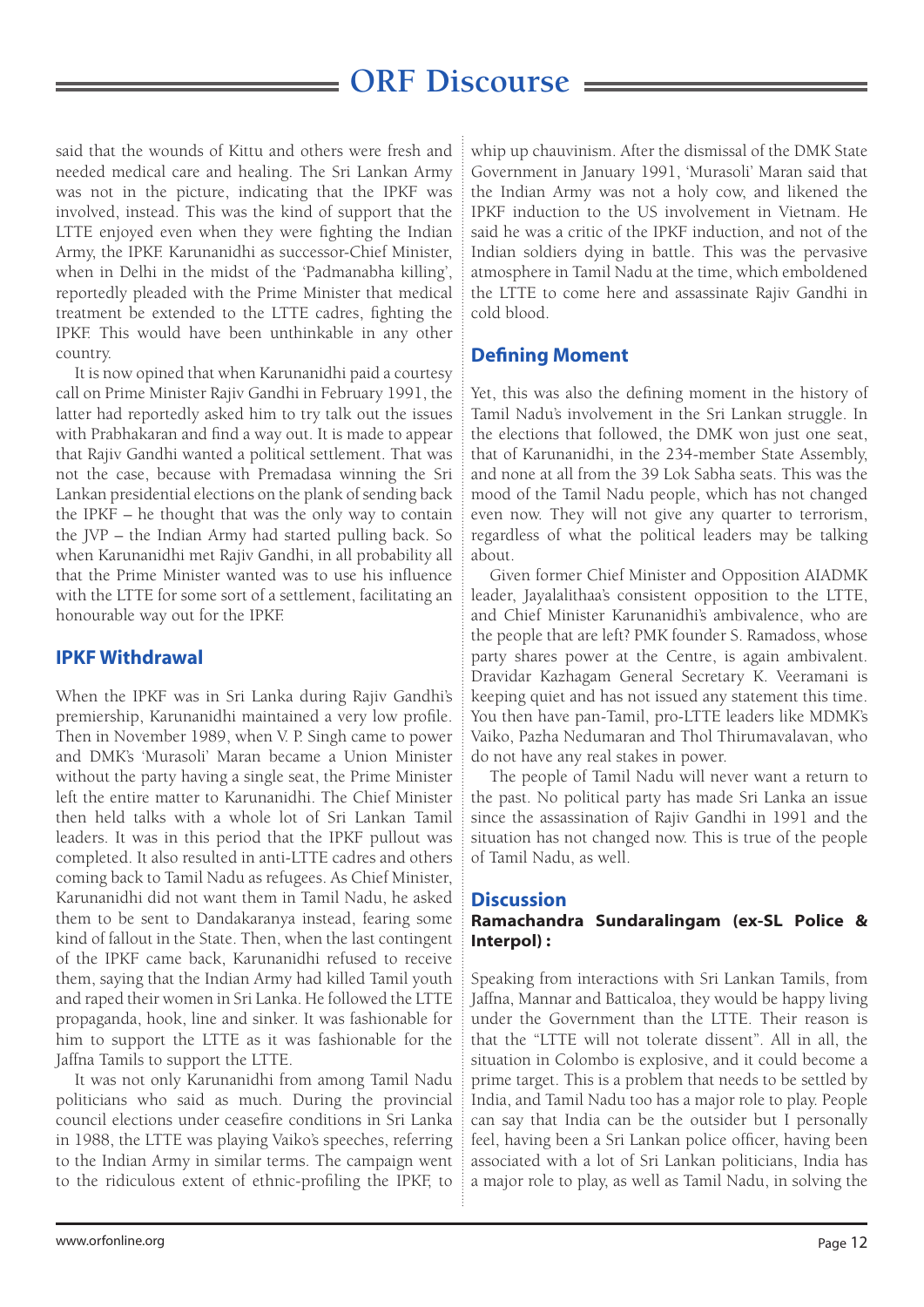said that the wounds of Kittu and others were fresh and needed medical care and healing. The Sri Lankan Army was not in the picture, indicating that the IPKF was involved, instead. This was the kind of support that the LTTE enjoyed even when they were fighting the Indian Army, the IPKF. Karunanidhi as successor-Chief Minister, when in Delhi in the midst of the 'Padmanabha killing', reportedly pleaded with the Prime Minister that medical treatment be extended to the LTTE cadres, fighting the IPKF. This would have been unthinkable in any other country.

It is now opined that when Karunanidhi paid a courtesy call on Prime Minister Rajiv Gandhi in February 1991, the latter had reportedly asked him to try talk out the issues with Prabhakaran and find a way out. It is made to appear that Rajiv Gandhi wanted a political settlement. That was not the case, because with Premadasa winning the Sri Lankan presidential elections on the plank of sending back the IPKF – he thought that was the only way to contain the JVP – the Indian Army had started pulling back. So when Karunanidhi met Rajiv Gandhi, in all probability all that the Prime Minister wanted was to use his influence with the LTTE for some sort of a settlement, facilitating an honourable way out for the IPKF.

## IPKF Withdrawal

When the IPKF was in Sri Lanka during Rajiv Gandhi's premiership, Karunanidhi maintained a very low profile. Then in November 1989, when V. P. Singh came to power and DMK's 'Murasoli' Maran became a Union Minister without the party having a single seat, the Prime Minister left the entire matter to Karunanidhi. The Chief Minister then held talks with a whole lot of Sri Lankan Tamil leaders. It was in this period that the IPKF pullout was completed. It also resulted in anti-LTTE cadres and others coming back to Tamil Nadu as refugees. As Chief Minister, Karunanidhi did not want them in Tamil Nadu, he asked them to be sent to Dandakaranya instead, fearing some kind of fallout in the State. Then, when the last contingent of the IPKF came back, Karunanidhi refused to receive them, saying that the Indian Army had killed Tamil youth and raped their women in Sri Lanka. He followed the LTTE propaganda, hook, line and sinker. It was fashionable for him to support the LTTE as it was fashionable for the Jaffna Tamils to support the LTTE.

It was not only Karunanidhi from among Tamil Nadu politicians who said as much. During the provincial council elections under ceasefire conditions in Sri Lanka in 1988, the LTTE was playing Vaiko's speeches, referring to the Indian Army in similar terms. The campaign went to the ridiculous extent of ethnic-profiling the IPKF, to whip up chauvinism. After the dismissal of the DMK State Government in January 1991, 'Murasoli' Maran said that the Indian Army was not a holy cow, and likened the IPKF induction to the US involvement in Vietnam. He said he was a critic of the IPKF induction, and not of the Indian soldiers dying in battle. This was the pervasive atmosphere in Tamil Nadu at the time, which emboldened the LTTE to come here and assassinate Rajiv Gandhi in cold blood.

## Defining Moment

Yet, this was also the defining moment in the history of Tamil Nadu's involvement in the Sri Lankan struggle. In the elections that followed, the DMK won just one seat, that of Karunanidhi, in the 234-member State Assembly, and none at all from the 39 Lok Sabha seats. This was the mood of the Tamil Nadu people, which has not changed even now. They will not give any quarter to terrorism, regardless of what the political leaders may be talking about.

Given former Chief Minister and Opposition AIADMK leader, Jayalalithaa's consistent opposition to the LTTE, and Chief Minister Karunanidhi's ambivalence, who are the people that are left? PMK founder S. Ramadoss, whose party shares power at the Centre, is again ambivalent. Dravidar Kazhagam General Secretary K. Veeramani is keeping quiet and has not issued any statement this time. You then have pan-Tamil, pro-LTTE leaders like MDMK's Vaiko, Pazha Nedumaran and Thol Thirumavalavan, who do not have any real stakes in power.

The people of Tamil Nadu will never want a return to the past. No political party has made Sri Lanka an issue since the assassination of Rajiv Gandhi in 1991 and the situation has not changed now. This is true of the people of Tamil Nadu, as well.

## Discussion

**Ramachandra Sundaralingam (ex-SL Police & Interpol) :**

Speaking from interactions with Sri Lankan Tamils, from Jaffna, Mannar and Batticaloa, they would be happy living under the Government than the LTTE. Their reason is that the "LTTE will not tolerate dissent". All in all, the situation in Colombo is explosive, and it could become a prime target. This is a problem that needs to be settled by India, and Tamil Nadu too has a major role to play. People can say that India can be the outsider but I personally feel, having been a Sri Lankan police officer, having been associated with a lot of Sri Lankan politicians, India has a major role to play, as well as Tamil Nadu, in solving the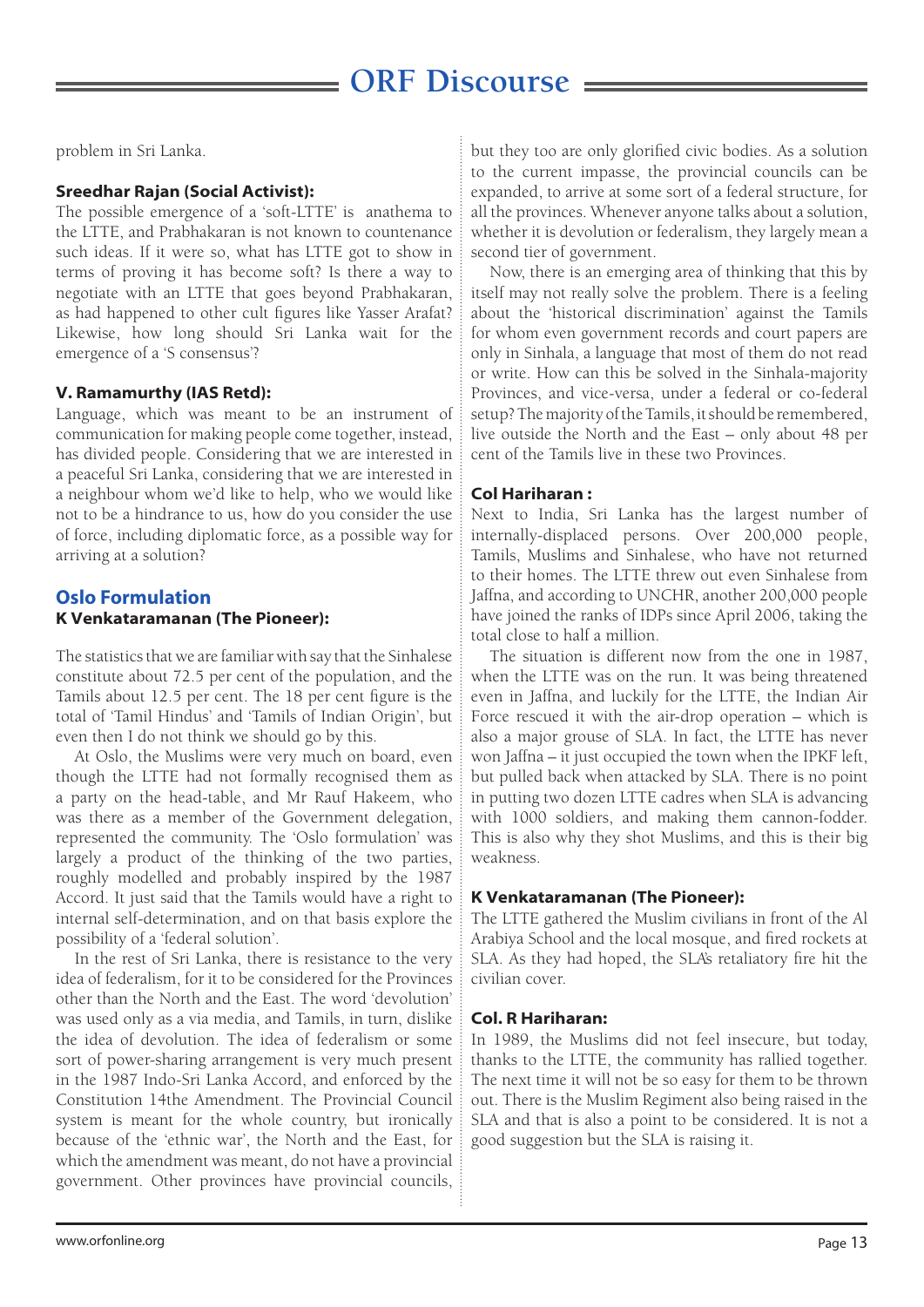problem in Sri Lanka.

**Sreedhar Rajan (Social Activist):**

The possible emergence of a 'soft-LTTE' is anathema to the LTTE, and Prabhakaran is not known to countenance such ideas. If it were so, what has LTTE got to show in terms of proving it has become soft? Is there a way to negotiate with an LTTE that goes beyond Prabhakaran, as had happened to other cult figures like Yasser Arafat? Likewise, how long should Sri Lanka wait for the emergence of a 'S consensus'?

**V. Ramamurthy (IAS Retd):**

Language, which was meant to be an instrument of communication for making people come together, instead, has divided people. Considering that we are interested in a peaceful Sri Lanka, considering that we are interested in a neighbour whom we'd like to help, who we would like not to be a hindrance to us, how do you consider the use of force, including diplomatic force, as a possible way for arriving at a solution?

## Oslo Formulation

**K Venkataramanan (The Pioneer):**

The statistics that we are familiar with say that the Sinhalese constitute about 72.5 per cent of the population, and the Tamils about 12.5 per cent. The 18 per cent figure is the total of 'Tamil Hindus' and 'Tamils of Indian Origin', but even then I do not think we should go by this.

At Oslo, the Muslims were very much on board, even though the LTTE had not formally recognised them as a party on the head-table, and Mr Rauf Hakeem, who was there as a member of the Government delegation, represented the community. The 'Oslo formulation' was largely a product of the thinking of the two parties, roughly modelled and probably inspired by the 1987 Accord. It just said that the Tamils would have a right to internal self-determination, and on that basis explore the possibility of a 'federal solution'.

In the rest of Sri Lanka, there is resistance to the very idea of federalism, for it to be considered for the Provinces other than the North and the East. The word 'devolution' was used only as a via media, and Tamils, in turn, dislike the idea of devolution. The idea of federalism or some sort of power-sharing arrangement is very much present in the 1987 Indo-Sri Lanka Accord, and enforced by the Constitution 14the Amendment. The Provincial Council system is meant for the whole country, but ironically because of the 'ethnic war', the North and the East, for which the amendment was meant, do not have a provincial government. Other provinces have provincial councils, but they too are only glorified civic bodies. As a solution to the current impasse, the provincial councils can be expanded, to arrive at some sort of a federal structure, for all the provinces. Whenever anyone talks about a solution, whether it is devolution or federalism, they largely mean a second tier of government.

Now, there is an emerging area of thinking that this by itself may not really solve the problem. There is a feeling about the 'historical discrimination' against the Tamils for whom even government records and court papers are only in Sinhala, a language that most of them do not read or write. How can this be solved in the Sinhala-majority Provinces, and vice-versa, under a federal or co-federal setup? The majority of the Tamils, it should be remembered, live outside the North and the East – only about 48 per cent of the Tamils live in these two Provinces.

**Col Hariharan :**

Next to India, Sri Lanka has the largest number of internally-displaced persons. Over 200,000 people, Tamils, Muslims and Sinhalese, who have not returned to their homes. The LTTE threw out even Sinhalese from Jaffna, and according to UNCHR, another 200,000 people have joined the ranks of IDPs since April 2006, taking the total close to half a million.

The situation is different now from the one in 1987, when the LTTE was on the run. It was being threatened even in Jaffna, and luckily for the LTTE, the Indian Air Force rescued it with the air-drop operation – which is also a major grouse of SLA. In fact, the LTTE has never won Jaffna – it just occupied the town when the IPKF left, but pulled back when attacked by SLA. There is no point in putting two dozen LTTE cadres when SLA is advancing with 1000 soldiers, and making them cannon-fodder. This is also why they shot Muslims, and this is their big weakness.

**K Venkataramanan (The Pioneer):**

The LTTE gathered the Muslim civilians in front of the Al Arabiya School and the local mosque, and fired rockets at SLA. As they had hoped, the SLA's retaliatory fire hit the civilian cover.

**Col. R Hariharan:**

In 1989, the Muslims did not feel insecure, but today, thanks to the LTTE, the community has rallied together. The next time it will not be so easy for them to be thrown out. There is the Muslim Regiment also being raised in the SLA and that is also a point to be considered. It is not a good suggestion but the SLA is raising it.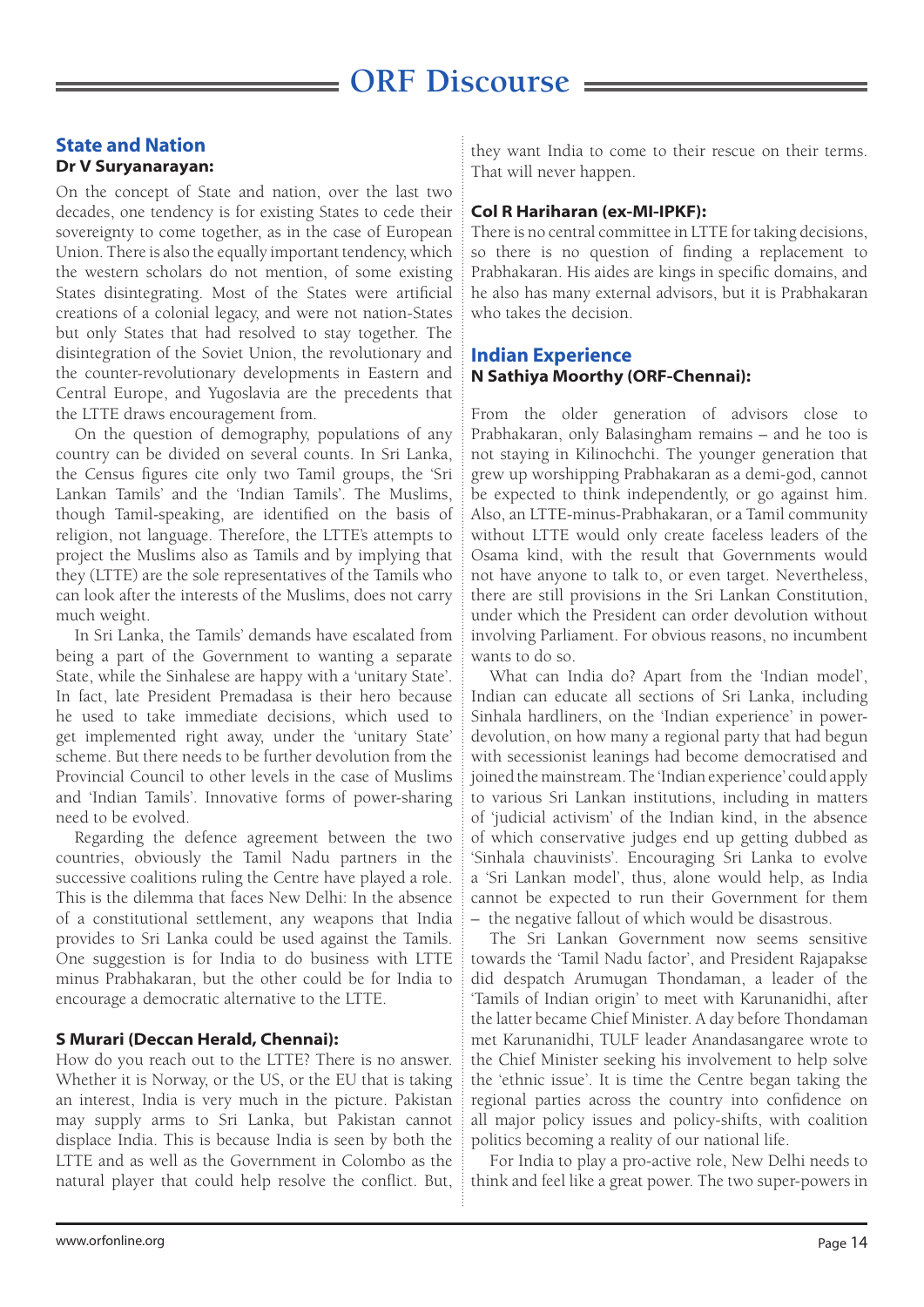## State and Nation

**Dr V Suryanarayan:**

On the concept of State and nation, over the last two decades, one tendency is for existing States to cede their sovereignty to come together, as in the case of European Union. There is also the equally important tendency, which the western scholars do not mention, of some existing States disintegrating. Most of the States were artificial creations of a colonial legacy, and were not nation-States but only States that had resolved to stay together. The disintegration of the Soviet Union, the revolutionary and the counter-revolutionary developments in Eastern and Central Europe, and Yugoslavia are the precedents that the LTTE draws encouragement from.

On the question of demography, populations of any country can be divided on several counts. In Sri Lanka, the Census figures cite only two Tamil groups, the 'Sri Lankan Tamils' and the 'Indian Tamils'. The Muslims, though Tamil-speaking, are identified on the basis of religion, not language. Therefore, the LTTE's attempts to project the Muslims also as Tamils and by implying that they (LTTE) are the sole representatives of the Tamils who can look after the interests of the Muslims, does not carry much weight.

In Sri Lanka, the Tamils' demands have escalated from being a part of the Government to wanting a separate State, while the Sinhalese are happy with a 'unitary State'. In fact, late President Premadasa is their hero because he used to take immediate decisions, which used to get implemented right away, under the 'unitary State' scheme. But there needs to be further devolution from the Provincial Council to other levels in the case of Muslims and 'Indian Tamils'. Innovative forms of power-sharing need to be evolved.

Regarding the defence agreement between the two countries, obviously the Tamil Nadu partners in the successive coalitions ruling the Centre have played a role. This is the dilemma that faces New Delhi: In the absence of a constitutional settlement, any weapons that India provides to Sri Lanka could be used against the Tamils. One suggestion is for India to do business with LTTE minus Prabhakaran, but the other could be for India to encourage a democratic alternative to the LTTE.

**S Murari (Deccan Herald, Chennai):**

How do you reach out to the LTTE? There is no answer. Whether it is Norway, or the US, or the EU that is taking an interest, India is very much in the picture. Pakistan may supply arms to Sri Lanka, but Pakistan cannot displace India. This is because India is seen by both the LTTE and as well as the Government in Colombo as the natural player that could help resolve the conflict. But, they want India to come to their rescue on their terms. That will never happen.

**Col R Hariharan (ex-MI-IPKF):**

There is no central committee in LTTE for taking decisions, so there is no question of finding a replacement to Prabhakaran. His aides are kings in specific domains, and he also has many external advisors, but it is Prabhakaran who takes the decision.

## Indian Experience

**N Sathiya Moorthy (ORF-Chennai):**

From the older generation of advisors close to Prabhakaran, only Balasingham remains – and he too is not staying in Kilinochchi. The younger generation that grew up worshipping Prabhakaran as a demi-god, cannot be expected to think independently, or go against him. Also, an LTTE-minus-Prabhakaran, or a Tamil community without LTTE would only create faceless leaders of the Osama kind, with the result that Governments would not have anyone to talk to, or even target. Nevertheless, there are still provisions in the Sri Lankan Constitution, under which the President can order devolution without involving Parliament. For obvious reasons, no incumbent wants to do so.

What can India do? Apart from the 'Indian model', Indian can educate all sections of Sri Lanka, including Sinhala hardliners, on the 'Indian experience' in power-devolution, on how many a regional party that had begun with secessionist leanings had become democratised and joined the mainstream. The 'Indian experience' could apply to various Sri Lankan institutions, including in matters of 'judicial activism' of the Indian kind, in the absence of which conservative judges end up getting dubbed as 'Sinhala chauvinists'. Encouraging Sri Lanka to evolve a 'Sri Lankan model', thus, alone would help, as India cannot be expected to run their Government for them – the negative fallout of which would be disastrous.

The Sri Lankan Government now seems sensitive towards the 'Tamil Nadu factor', and President Rajapakse did despatch Arumugan Thondaman, a leader of the 'Tamils of Indian origin' to meet with Karunanidhi, after the latter became Chief Minister. A day before Thondaman met Karunanidhi, TULF leader Anandasangaree wrote to the Chief Minister seeking his involvement to help solve the 'ethnic issue'. It is time the Centre began taking the regional parties across the country into confidence on all major policy issues and policy-shifts, with coalition politics becoming a reality of our national life.

For India to play a pro-active role, New Delhi needs to think and feel like a great power. The two super-powers in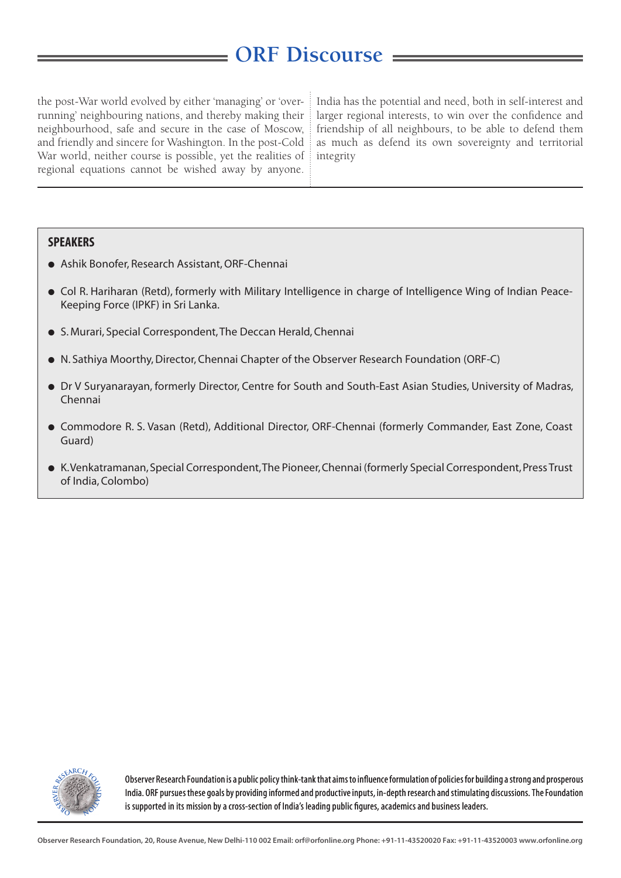the post-War world evolved by either 'managing' or 'over-running' neighbouring nations, and thereby making their neighbourhood, safe and secure in the case of Moscow, and friendly and sincere for Washington. In the post-Cold War world, neither course is possible, yet the realities of regional equations cannot be wished away by anyone. India has the potential and need, both in self-interest and larger regional interests, to win over the confidence and friendship of all neighbours, to be able to defend them as much as defend its own sovereignty and territorial integrity

## SPEAKERS

- Ashik Bonofer, Research Assistant, ORF-Chennai
- Col R. Hariharan (Retd), formerly with Military Intelligence in charge of Intelligence Wing of Indian Peace-Keeping Force (IPKF) in Sri Lanka.
- S. Murari, Special Correspondent, The Deccan Herald, Chennai
- N. Sathiya Moorthy, Director, Chennai Chapter of the Observer Research Foundation (ORF-C)
- Dr V Suryanarayan, formerly Director, Centre for South and South-East Asian Studies, University of Madras, Chennai
- Commodore R. S. Vasan (Retd), Additional Director, ORF-Chennai (formerly Commander, East Zone, Coast Guard)
- K. Venkatramanan, Special Correspondent, The Pioneer, Chennai (formerly Special Correspondent, Press Trust of India, Colombo)

**Observer Research Foundation is a public policy think-tank that aims to influence formulation of policies for building a strong and prosperous India. ORF pursues these goals by providing informed and productive inputs, in-depth research and stimulating discussions. The Foundation is supported in its mission by a cross-section of India's leading public figures, academics and business leaders.**

**Observer Research Foundation, 20, Rouse Avenue, New Delhi-110 002 Email: orf@orfonline.org Phone: +91-11-43520020 Fax: +91-11-43520003 www.orfonline.org**